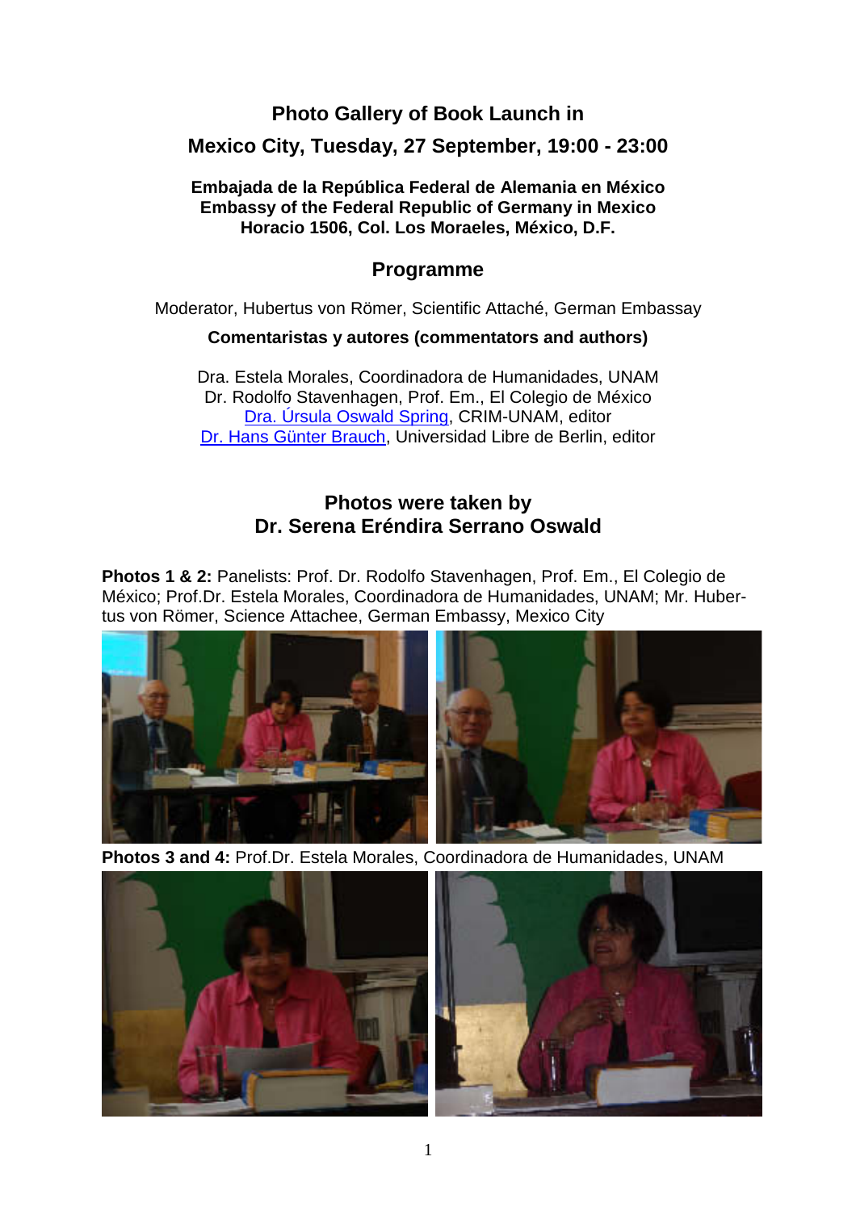# Photo Gallery of Book Launch in Mexico City, Tuesday, 27 September, 19:00 - 23:00

**Embajada de la República Federal de Alemania en México**
**Embassy of the Federal Republic of Germany in Mexico**
**Horacio 1506, Col. Los Moraeles, México, D.F.**

## Programme

Moderator, Hubertus von Römer, Scientific Attaché, German Embassay

**Comentaristas y autores (commentators and authors)**

Dra. Estela Morales, Coordinadora de Humanidades, UNAM
Dr. Rodolfo Stavenhagen, Prof. Em., El Colegio de México
Dra. Úrsula Oswald Spring, CRIM-UNAM, editor
Dr. Hans Günter Brauch, Universidad Libre de Berlin, editor

## Photos were taken by Dr. Serena Eréndira Serrano Oswald

**Photos 1 & 2:** Panelists: Prof. Dr. Rodolfo Stavenhagen, Prof. Em., El Colegio de México; Prof.Dr. Estela Morales, Coordinadora de Humanidades, UNAM; Mr. Hubertus von Römer, Science Attachee, German Embassy, Mexico City

**Photos 3 and 4:** Prof.Dr. Estela Morales, Coordinadora de Humanidades, UNAM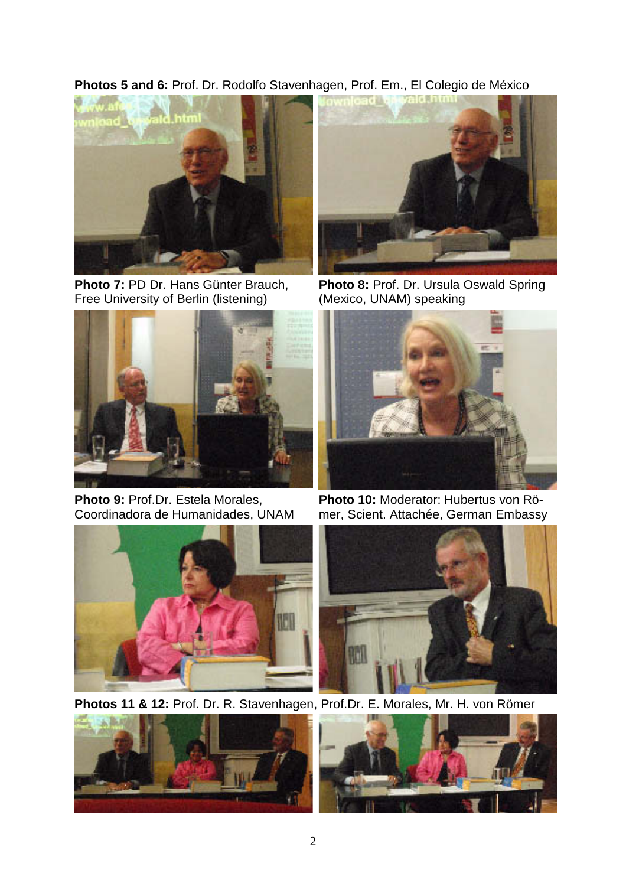**Photos 5 and 6:** Prof. Dr. Rodolfo Stavenhagen, Prof. Em., El Colegio de México

**Photo 7:** PD Dr. Hans Günter Brauch, Free University of Berlin (listening)

**Photo 8:** Prof. Dr. Ursula Oswald Spring (Mexico, UNAM) speaking

**Photo 9:** Prof.Dr. Estela Morales, Coordinadora de Humanidades, UNAM

**Photo 10:** Moderator: Hubertus von Römer, Scient. Attachée, German Embassy

**Photos 11 & 12:** Prof. Dr. R. Stavenhagen, Prof.Dr. E. Morales, Mr. H. von Römer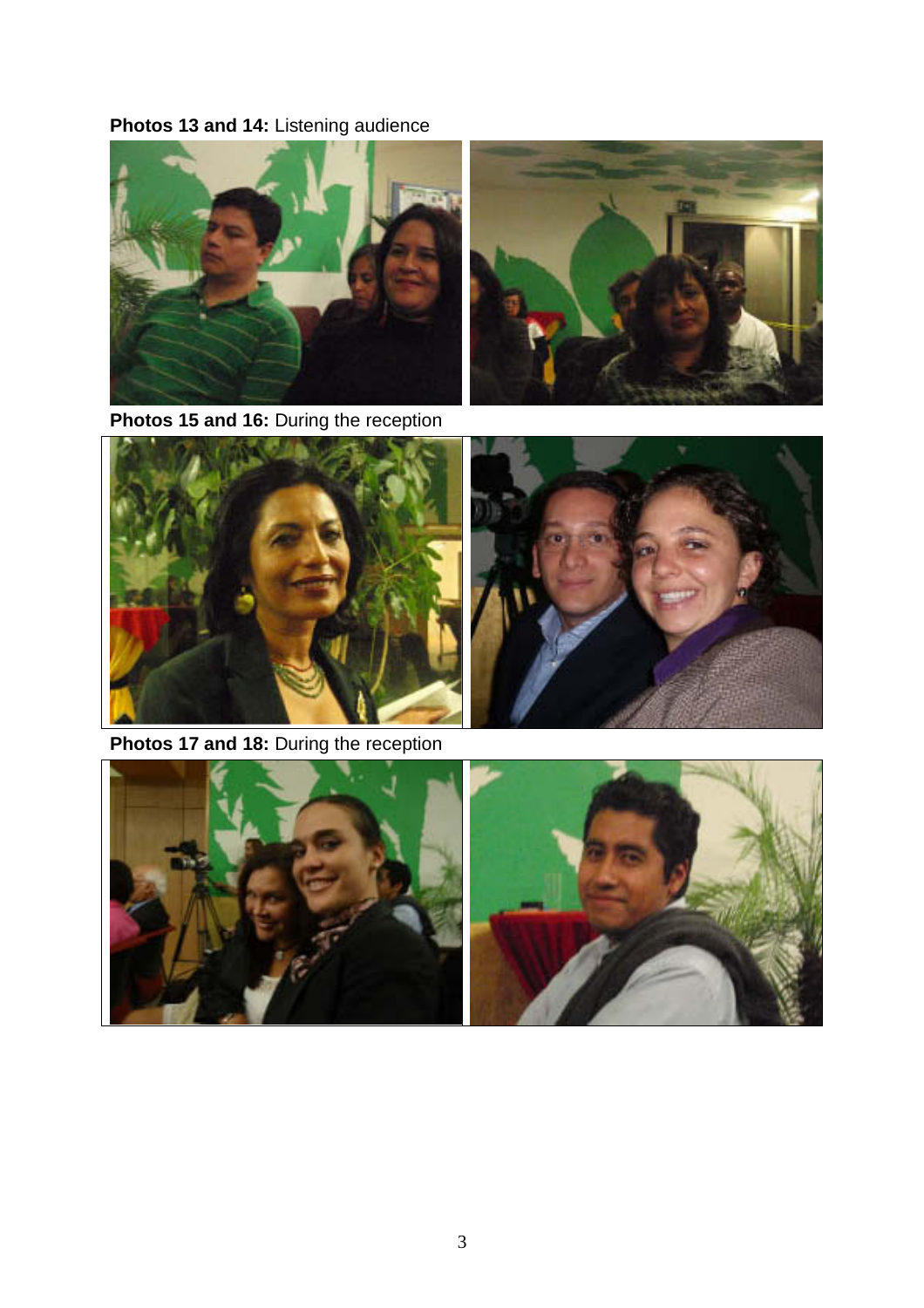**Photos 13 and 14:** Listening audience

**Photos 15 and 16:** During the reception

**Photos 17 and 18:** During the reception